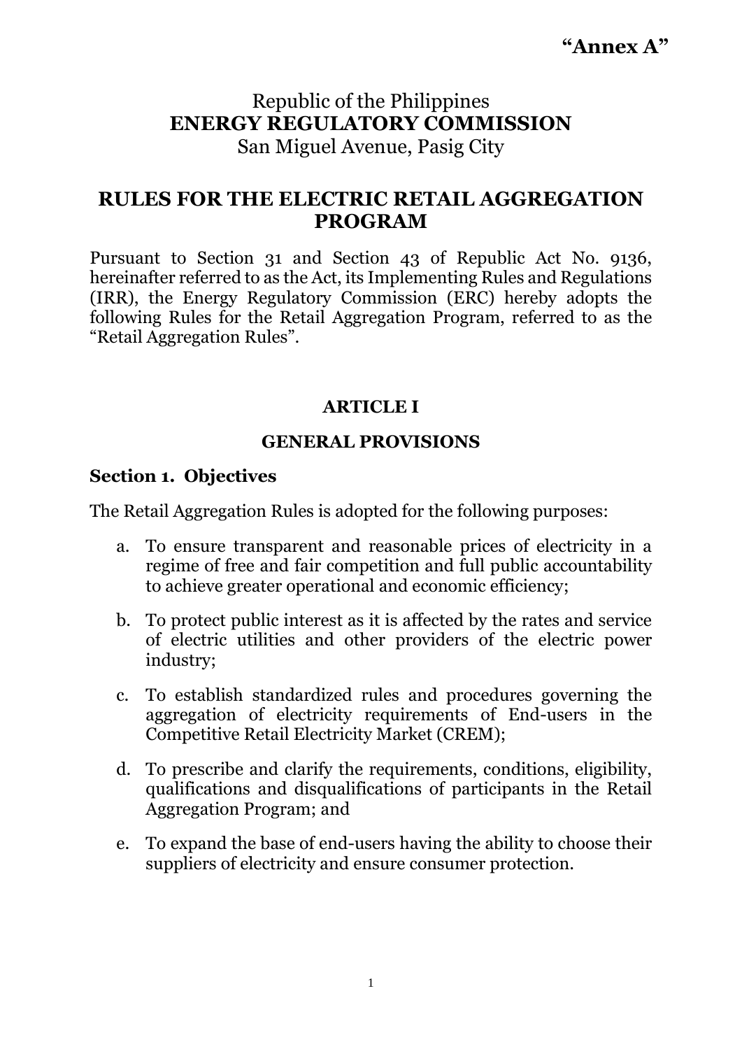**“Annex A”**

Republic of the Philippines
**ENERGY REGULATORY COMMISSION**
San Miguel Avenue, Pasig City

# RULES FOR THE ELECTRIC RETAIL AGGREGATION PROGRAM

Pursuant to Section 31 and Section 43 of Republic Act No. 9136, hereinafter referred to as the Act, its Implementing Rules and Regulations (IRR), the Energy Regulatory Commission (ERC) hereby adopts the following Rules for the Retail Aggregation Program, referred to as the “Retail Aggregation Rules”.

## ARTICLE I

## GENERAL PROVISIONS

### Section 1. Objectives

The Retail Aggregation Rules is adopted for the following purposes:

a. To ensure transparent and reasonable prices of electricity in a regime of free and fair competition and full public accountability to achieve greater operational and economic efficiency;

b. To protect public interest as it is affected by the rates and service of electric utilities and other providers of the electric power industry;

c. To establish standardized rules and procedures governing the aggregation of electricity requirements of End-users in the Competitive Retail Electricity Market (CREM);

d. To prescribe and clarify the requirements, conditions, eligibility, qualifications and disqualifications of participants in the Retail Aggregation Program; and

e. To expand the base of end-users having the ability to choose their suppliers of electricity and ensure consumer protection.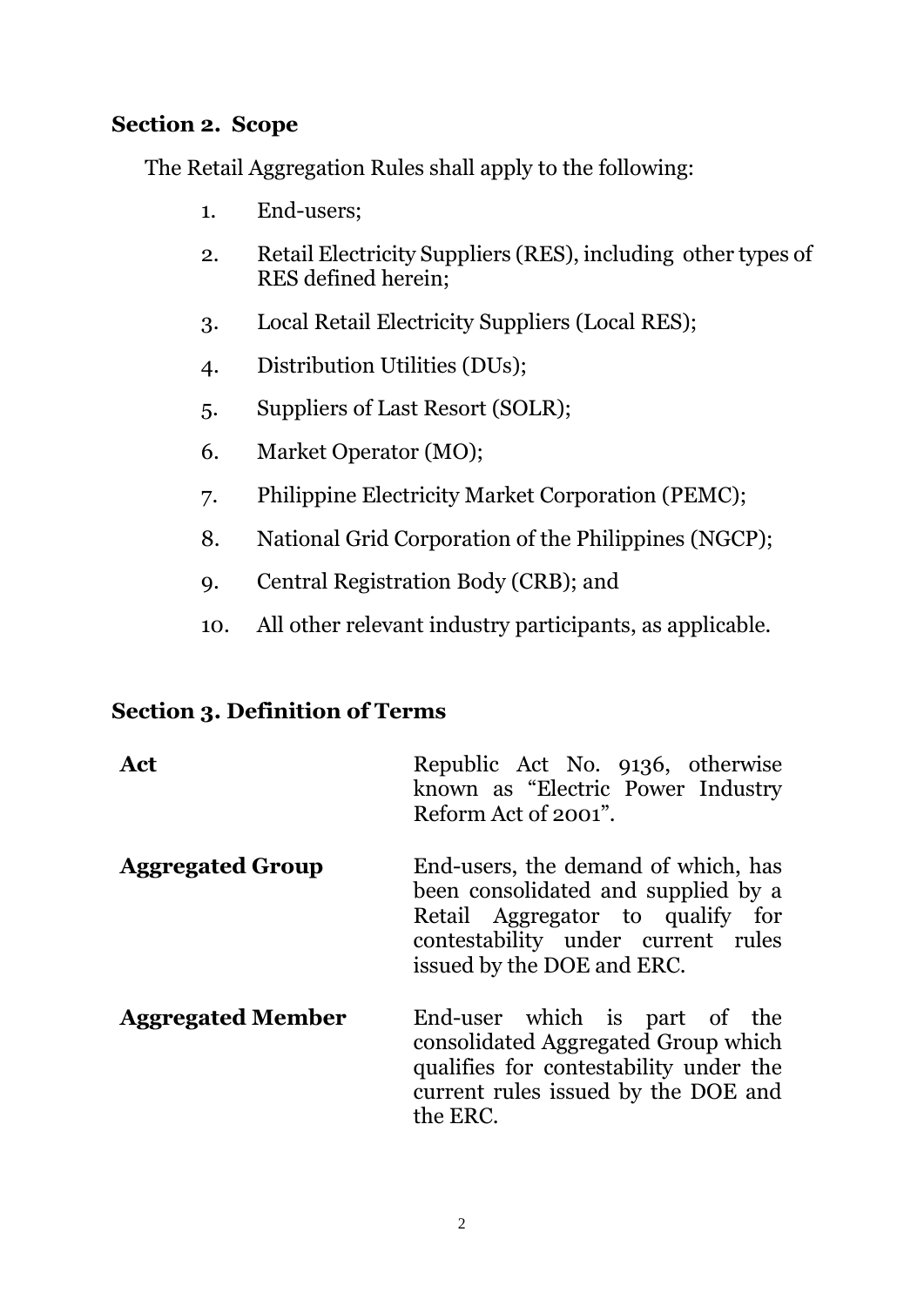## Section 2. Scope

The Retail Aggregation Rules shall apply to the following:

1. End-users;
2. Retail Electricity Suppliers (RES), including other types of RES defined herein;
3. Local Retail Electricity Suppliers (Local RES);
4. Distribution Utilities (DUs);
5. Suppliers of Last Resort (SOLR);
6. Market Operator (MO);
7. Philippine Electricity Market Corporation (PEMC);
8. National Grid Corporation of the Philippines (NGCP);
9. Central Registration Body (CRB); and
10. All other relevant industry participants, as applicable.

## Section 3. Definition of Terms

| | |
|---|---|
| **Act** | Republic Act No. 9136, otherwise known as "Electric Power Industry Reform Act of 2001". |
| **Aggregated Group** | End-users, the demand of which, has been consolidated and supplied by a Retail Aggregator to qualify for contestability under current rules issued by the DOE and ERC. |
| **Aggregated Member** | End-user which is part of the consolidated Aggregated Group which qualifies for contestability under the current rules issued by the DOE and the ERC. |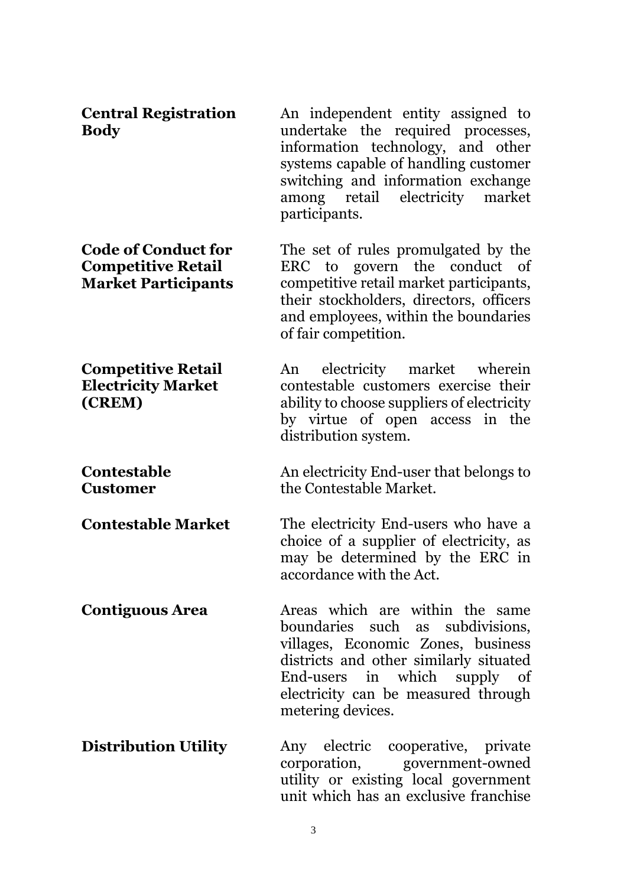**Central Registration Body** — An independent entity assigned to undertake the required processes, information technology, and other systems capable of handling customer switching and information exchange among retail electricity market participants.

**Code of Conduct for Competitive Retail Market Participants** — The set of rules promulgated by the ERC to govern the conduct of competitive retail market participants, their stockholders, directors, officers and employees, within the boundaries of fair competition.

**Competitive Retail Electricity Market (CREM)** — An electricity market wherein contestable customers exercise their ability to choose suppliers of electricity by virtue of open access in the distribution system.

**Contestable Customer** — An electricity End-user that belongs to the Contestable Market.

**Contestable Market** — The electricity End-users who have a choice of a supplier of electricity, as may be determined by the ERC in accordance with the Act.

**Contiguous Area** — Areas which are within the same boundaries such as subdivisions, villages, Economic Zones, business districts and other similarly situated End-users in which supply of electricity can be measured through metering devices.

**Distribution Utility** — Any electric cooperative, private corporation, government-owned utility or existing local government unit which has an exclusive franchise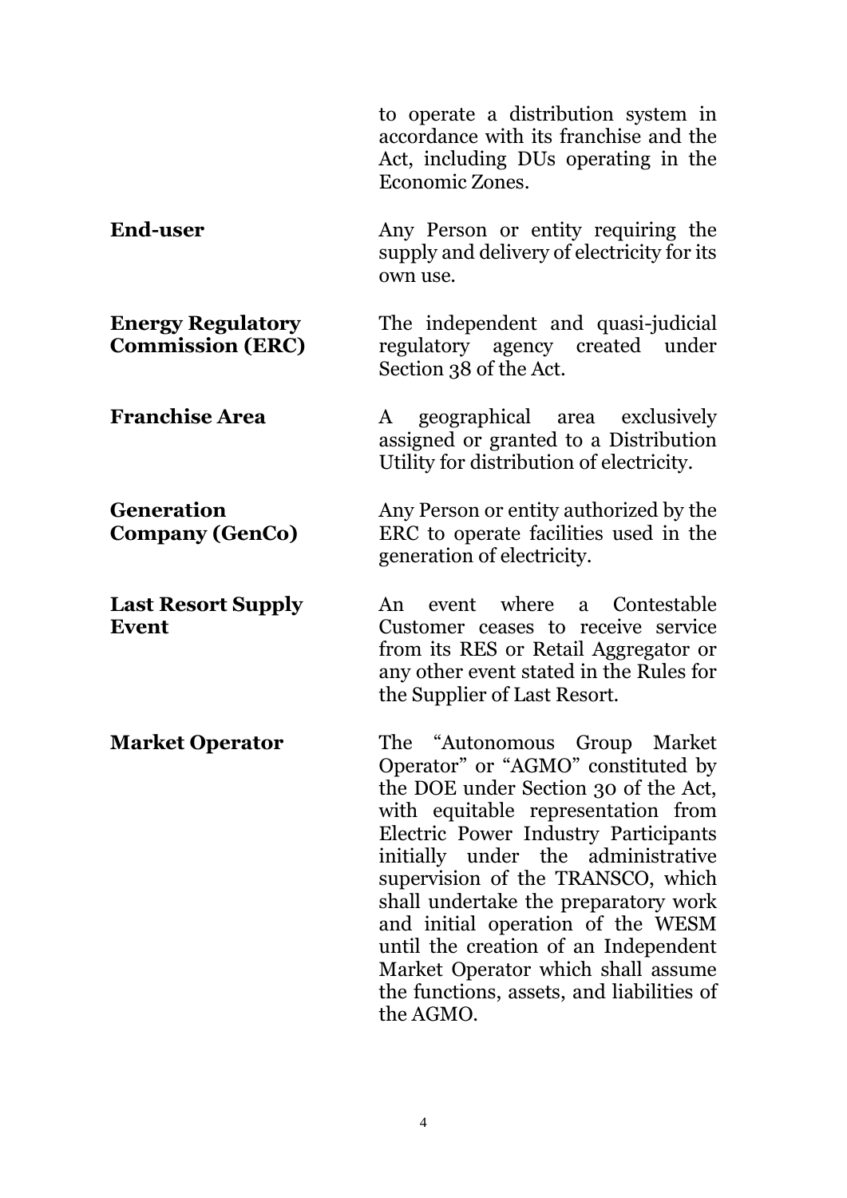to operate a distribution system in accordance with its franchise and the Act, including DUs operating in the Economic Zones.

| | |
|---|---|
| **End-user** | Any Person or entity requiring the supply and delivery of electricity for its own use. |
| **Energy Regulatory Commission (ERC)** | The independent and quasi-judicial regulatory agency created under Section 38 of the Act. |
| **Franchise Area** | A geographical area exclusively assigned or granted to a Distribution Utility for distribution of electricity. |
| **Generation Company (GenCo)** | Any Person or entity authorized by the ERC to operate facilities used in the generation of electricity. |
| **Last Resort Supply Event** | An event where a Contestable Customer ceases to receive service from its RES or Retail Aggregator or any other event stated in the Rules for the Supplier of Last Resort. |
| **Market Operator** | The "Autonomous Group Market Operator" or "AGMO" constituted by the DOE under Section 30 of the Act, with equitable representation from Electric Power Industry Participants initially under the administrative supervision of the TRANSCO, which shall undertake the preparatory work and initial operation of the WESM until the creation of an Independent Market Operator which shall assume the functions, assets, and liabilities of the AGMO. |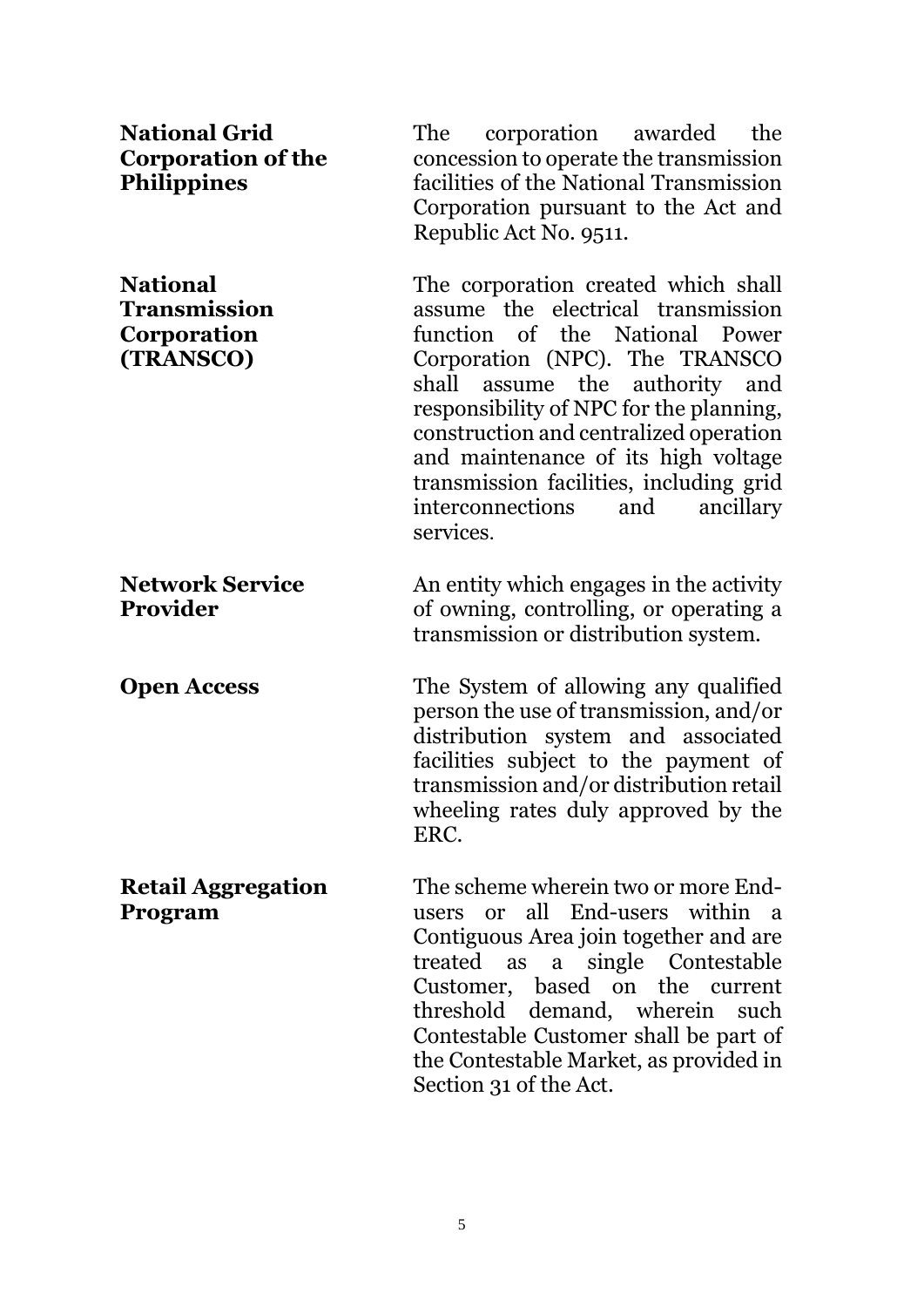**National Grid Corporation of the Philippines**
The corporation awarded the concession to operate the transmission facilities of the National Transmission Corporation pursuant to the Act and Republic Act No. 9511.

**National Transmission Corporation (TRANSCO)**
The corporation created which shall assume the electrical transmission function of the National Power Corporation (NPC). The TRANSCO shall assume the authority and responsibility of NPC for the planning, construction and centralized operation and maintenance of its high voltage transmission facilities, including grid interconnections and ancillary services.

**Network Service Provider**
An entity which engages in the activity of owning, controlling, or operating a transmission or distribution system.

**Open Access**
The System of allowing any qualified person the use of transmission, and/or distribution system and associated facilities subject to the payment of transmission and/or distribution retail wheeling rates duly approved by the ERC.

**Retail Aggregation Program**
The scheme wherein two or more End-users or all End-users within a Contiguous Area join together and are treated as a single Contestable Customer, based on the current threshold demand, wherein such Contestable Customer shall be part of the Contestable Market, as provided in Section 31 of the Act.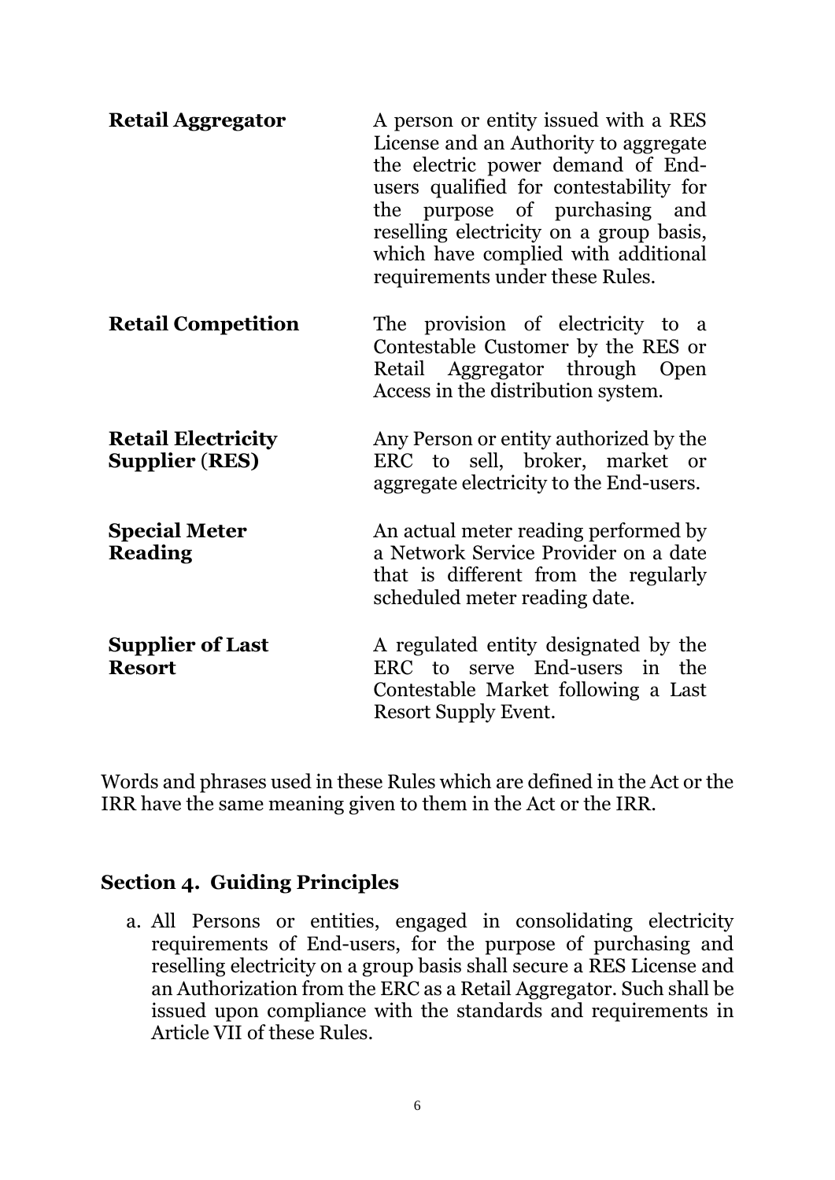| | |
|---|---|
| **Retail Aggregator** | A person or entity issued with a RES License and an Authority to aggregate the electric power demand of End-users qualified for contestability for the purpose of purchasing and reselling electricity on a group basis, which have complied with additional requirements under these Rules. |
| **Retail Competition** | The provision of electricity to a Contestable Customer by the RES or Retail Aggregator through Open Access in the distribution system. |
| **Retail Electricity Supplier (RES)** | Any Person or entity authorized by the ERC to sell, broker, market or aggregate electricity to the End-users. |
| **Special Meter Reading** | An actual meter reading performed by a Network Service Provider on a date that is different from the regularly scheduled meter reading date. |
| **Supplier of Last Resort** | A regulated entity designated by the ERC to serve End-users in the Contestable Market following a Last Resort Supply Event. |

Words and phrases used in these Rules which are defined in the Act or the IRR have the same meaning given to them in the Act or the IRR.

## Section 4. Guiding Principles

a. All Persons or entities, engaged in consolidating electricity requirements of End-users, for the purpose of purchasing and reselling electricity on a group basis shall secure a RES License and an Authorization from the ERC as a Retail Aggregator. Such shall be issued upon compliance with the standards and requirements in Article VII of these Rules.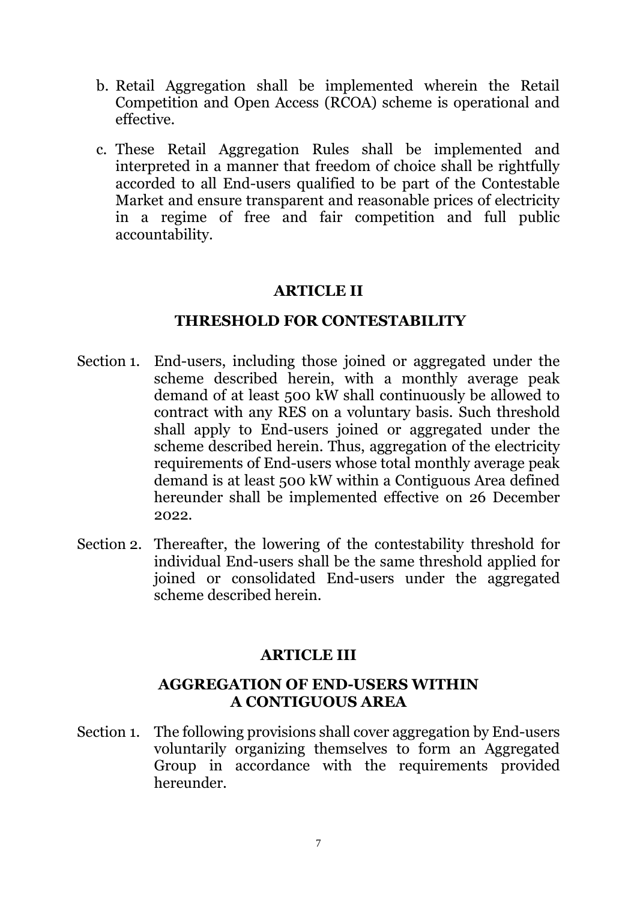b. Retail Aggregation shall be implemented wherein the Retail Competition and Open Access (RCOA) scheme is operational and effective.

c. These Retail Aggregation Rules shall be implemented and interpreted in a manner that freedom of choice shall be rightfully accorded to all End-users qualified to be part of the Contestable Market and ensure transparent and reasonable prices of electricity in a regime of free and fair competition and full public accountability.

## ARTICLE II

## THRESHOLD FOR CONTESTABILITY

Section 1. End-users, including those joined or aggregated under the scheme described herein, with a monthly average peak demand of at least 500 kW shall continuously be allowed to contract with any RES on a voluntary basis. Such threshold shall apply to End-users joined or aggregated under the scheme described herein. Thus, aggregation of the electricity requirements of End-users whose total monthly average peak demand is at least 500 kW within a Contiguous Area defined hereunder shall be implemented effective on 26 December 2022.

Section 2. Thereafter, the lowering of the contestability threshold for individual End-users shall be the same threshold applied for joined or consolidated End-users under the aggregated scheme described herein.

## ARTICLE III

## AGGREGATION OF END-USERS WITHIN A CONTIGUOUS AREA

Section 1. The following provisions shall cover aggregation by End-users voluntarily organizing themselves to form an Aggregated Group in accordance with the requirements provided hereunder.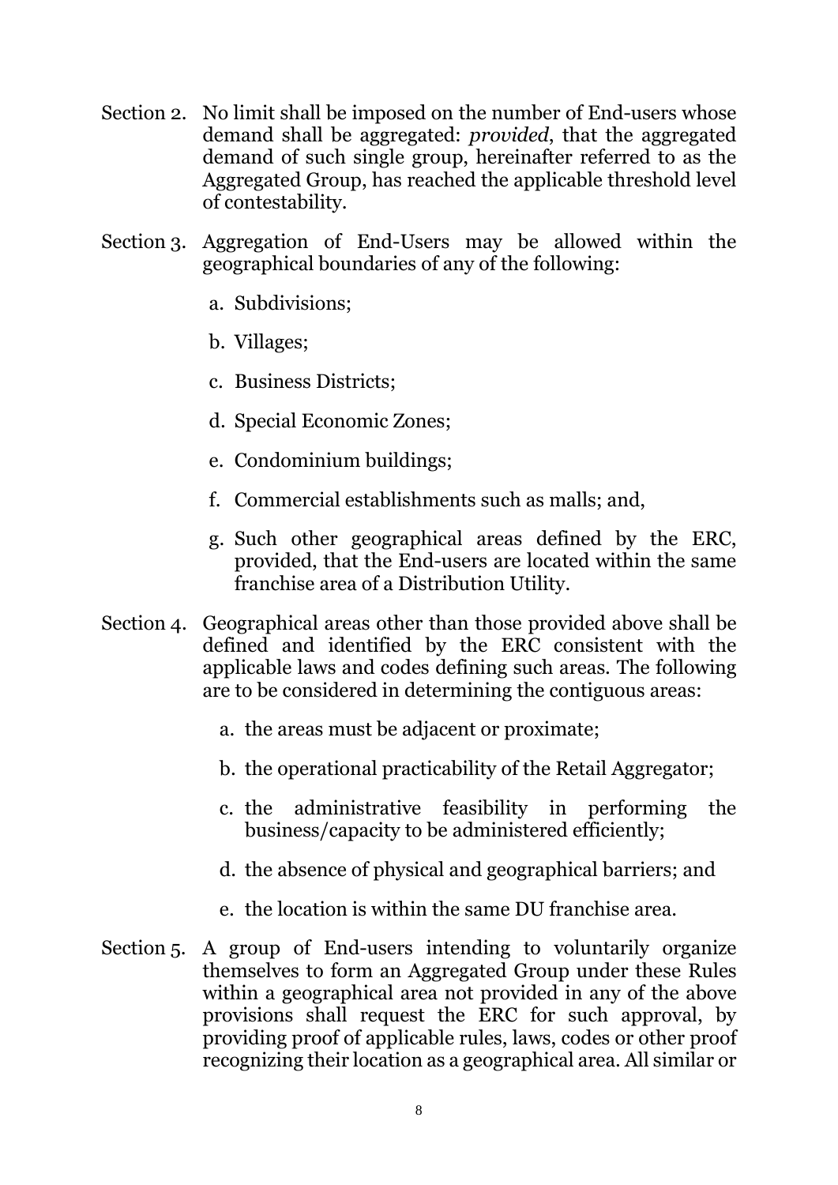Section 2. No limit shall be imposed on the number of End-users whose demand shall be aggregated: *provided*, that the aggregated demand of such single group, hereinafter referred to as the Aggregated Group, has reached the applicable threshold level of contestability.

Section 3. Aggregation of End-Users may be allowed within the geographical boundaries of any of the following:

a. Subdivisions;

b. Villages;

c. Business Districts;

d. Special Economic Zones;

e. Condominium buildings;

f. Commercial establishments such as malls; and,

g. Such other geographical areas defined by the ERC, provided, that the End-users are located within the same franchise area of a Distribution Utility.

Section 4. Geographical areas other than those provided above shall be defined and identified by the ERC consistent with the applicable laws and codes defining such areas. The following are to be considered in determining the contiguous areas:

a. the areas must be adjacent or proximate;

b. the operational practicability of the Retail Aggregator;

c. the administrative feasibility in performing the business/capacity to be administered efficiently;

d. the absence of physical and geographical barriers; and

e. the location is within the same DU franchise area.

Section 5. A group of End-users intending to voluntarily organize themselves to form an Aggregated Group under these Rules within a geographical area not provided in any of the above provisions shall request the ERC for such approval, by providing proof of applicable rules, laws, codes or other proof recognizing their location as a geographical area. All similar or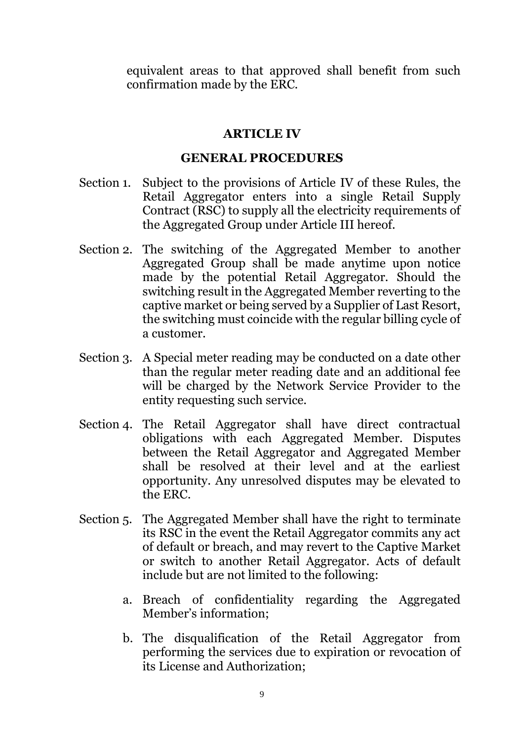equivalent areas to that approved shall benefit from such confirmation made by the ERC.

## ARTICLE IV

## GENERAL PROCEDURES

Section 1. Subject to the provisions of Article IV of these Rules, the Retail Aggregator enters into a single Retail Supply Contract (RSC) to supply all the electricity requirements of the Aggregated Group under Article III hereof.

Section 2. The switching of the Aggregated Member to another Aggregated Group shall be made anytime upon notice made by the potential Retail Aggregator. Should the switching result in the Aggregated Member reverting to the captive market or being served by a Supplier of Last Resort, the switching must coincide with the regular billing cycle of a customer.

Section 3. A Special meter reading may be conducted on a date other than the regular meter reading date and an additional fee will be charged by the Network Service Provider to the entity requesting such service.

Section 4. The Retail Aggregator shall have direct contractual obligations with each Aggregated Member. Disputes between the Retail Aggregator and Aggregated Member shall be resolved at their level and at the earliest opportunity. Any unresolved disputes may be elevated to the ERC.

Section 5. The Aggregated Member shall have the right to terminate its RSC in the event the Retail Aggregator commits any act of default or breach, and may revert to the Captive Market or switch to another Retail Aggregator. Acts of default include but are not limited to the following:

a. Breach of confidentiality regarding the Aggregated Member's information;

b. The disqualification of the Retail Aggregator from performing the services due to expiration or revocation of its License and Authorization;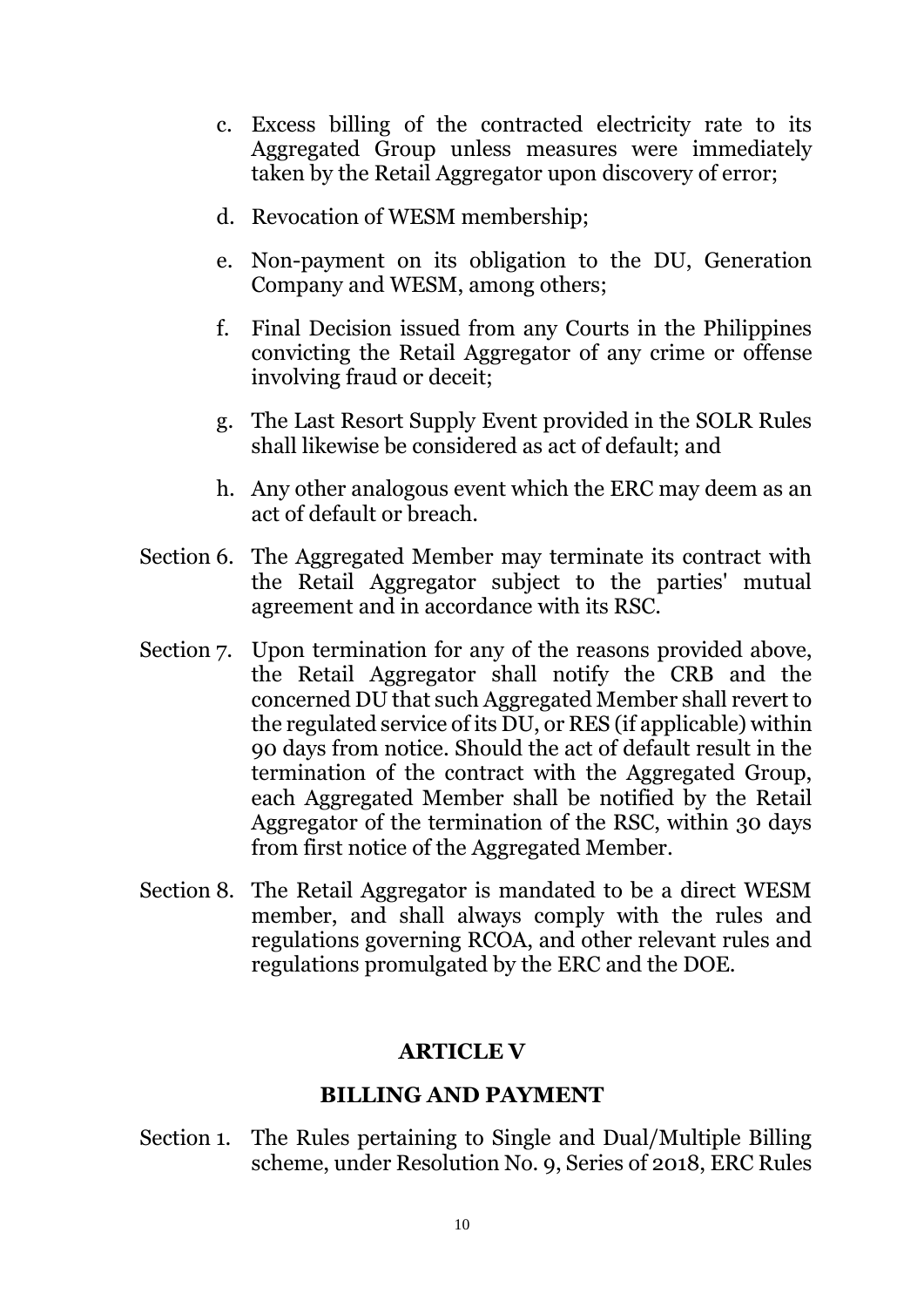c. Excess billing of the contracted electricity rate to its Aggregated Group unless measures were immediately taken by the Retail Aggregator upon discovery of error;

d. Revocation of WESM membership;

e. Non-payment on its obligation to the DU, Generation Company and WESM, among others;

f. Final Decision issued from any Courts in the Philippines convicting the Retail Aggregator of any crime or offense involving fraud or deceit;

g. The Last Resort Supply Event provided in the SOLR Rules shall likewise be considered as act of default; and

h. Any other analogous event which the ERC may deem as an act of default or breach.

Section 6. The Aggregated Member may terminate its contract with the Retail Aggregator subject to the parties' mutual agreement and in accordance with its RSC.

Section 7. Upon termination for any of the reasons provided above, the Retail Aggregator shall notify the CRB and the concerned DU that such Aggregated Member shall revert to the regulated service of its DU, or RES (if applicable) within 90 days from notice. Should the act of default result in the termination of the contract with the Aggregated Group, each Aggregated Member shall be notified by the Retail Aggregator of the termination of the RSC, within 30 days from first notice of the Aggregated Member.

Section 8. The Retail Aggregator is mandated to be a direct WESM member, and shall always comply with the rules and regulations governing RCOA, and other relevant rules and regulations promulgated by the ERC and the DOE.

## ARTICLE V

## BILLING AND PAYMENT

Section 1. The Rules pertaining to Single and Dual/Multiple Billing scheme, under Resolution No. 9, Series of 2018, ERC Rules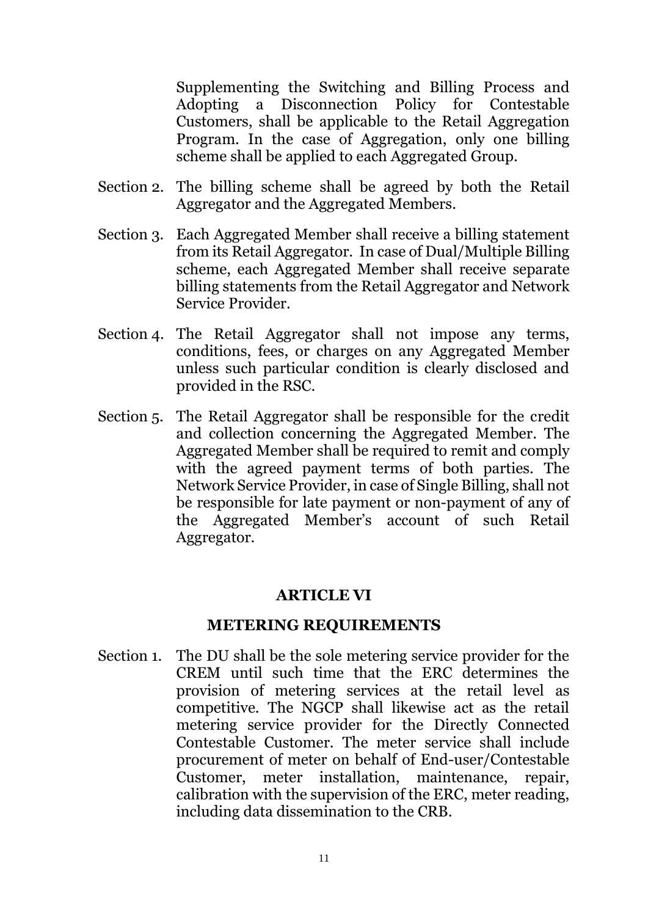Supplementing the Switching and Billing Process and Adopting a Disconnection Policy for Contestable Customers, shall be applicable to the Retail Aggregation Program. In the case of Aggregation, only one billing scheme shall be applied to each Aggregated Group.

Section 2. The billing scheme shall be agreed by both the Retail Aggregator and the Aggregated Members.

Section 3. Each Aggregated Member shall receive a billing statement from its Retail Aggregator. In case of Dual/Multiple Billing scheme, each Aggregated Member shall receive separate billing statements from the Retail Aggregator and Network Service Provider.

Section 4. The Retail Aggregator shall not impose any terms, conditions, fees, or charges on any Aggregated Member unless such particular condition is clearly disclosed and provided in the RSC.

Section 5. The Retail Aggregator shall be responsible for the credit and collection concerning the Aggregated Member. The Aggregated Member shall be required to remit and comply with the agreed payment terms of both parties. The Network Service Provider, in case of Single Billing, shall not be responsible for late payment or non-payment of any of the Aggregated Member's account of such Retail Aggregator.

## ARTICLE VI

## METERING REQUIREMENTS

Section 1. The DU shall be the sole metering service provider for the CREM until such time that the ERC determines the provision of metering services at the retail level as competitive. The NGCP shall likewise act as the retail metering service provider for the Directly Connected Contestable Customer. The meter service shall include procurement of meter on behalf of End-user/Contestable Customer, meter installation, maintenance, repair, calibration with the supervision of the ERC, meter reading, including data dissemination to the CRB.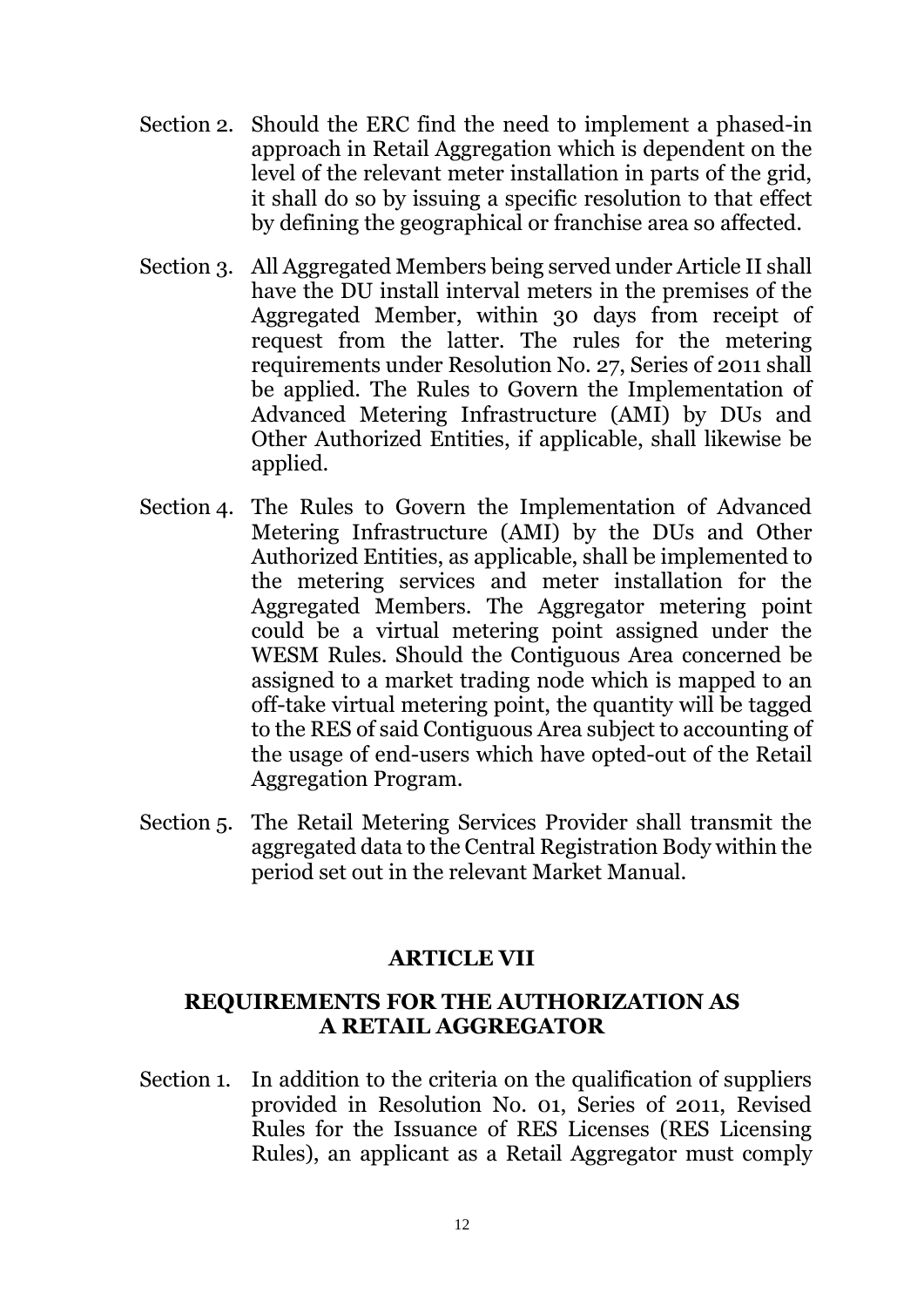Section 2. Should the ERC find the need to implement a phased-in approach in Retail Aggregation which is dependent on the level of the relevant meter installation in parts of the grid, it shall do so by issuing a specific resolution to that effect by defining the geographical or franchise area so affected.

Section 3. All Aggregated Members being served under Article II shall have the DU install interval meters in the premises of the Aggregated Member, within 30 days from receipt of request from the latter. The rules for the metering requirements under Resolution No. 27, Series of 2011 shall be applied. The Rules to Govern the Implementation of Advanced Metering Infrastructure (AMI) by DUs and Other Authorized Entities, if applicable, shall likewise be applied.

Section 4. The Rules to Govern the Implementation of Advanced Metering Infrastructure (AMI) by the DUs and Other Authorized Entities, as applicable, shall be implemented to the metering services and meter installation for the Aggregated Members. The Aggregator metering point could be a virtual metering point assigned under the WESM Rules. Should the Contiguous Area concerned be assigned to a market trading node which is mapped to an off-take virtual metering point, the quantity will be tagged to the RES of said Contiguous Area subject to accounting of the usage of end-users which have opted-out of the Retail Aggregation Program.

Section 5. The Retail Metering Services Provider shall transmit the aggregated data to the Central Registration Body within the period set out in the relevant Market Manual.

## ARTICLE VII

## REQUIREMENTS FOR THE AUTHORIZATION AS A RETAIL AGGREGATOR

Section 1. In addition to the criteria on the qualification of suppliers provided in Resolution No. 01, Series of 2011, Revised Rules for the Issuance of RES Licenses (RES Licensing Rules), an applicant as a Retail Aggregator must comply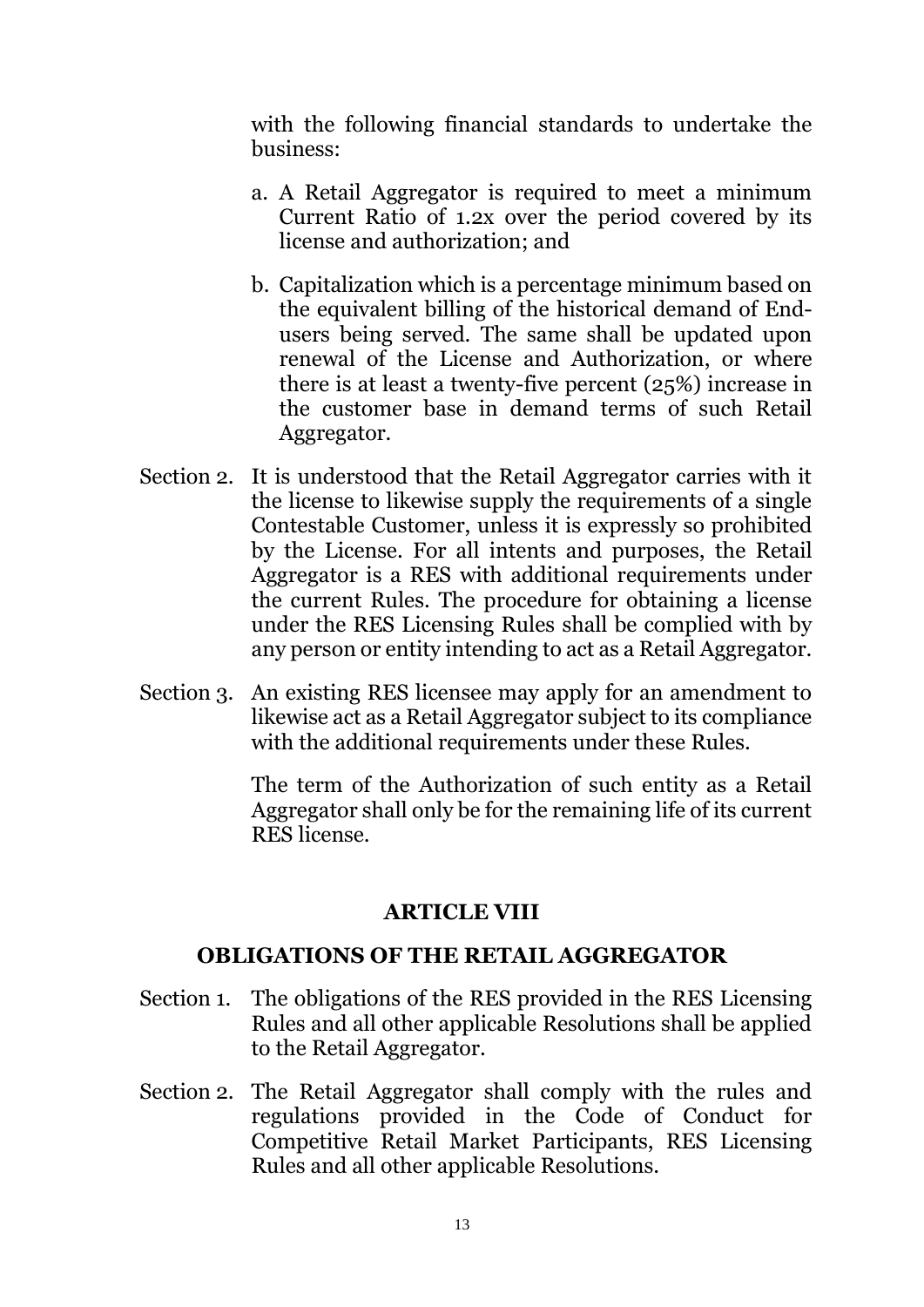with the following financial standards to undertake the business:

a. A Retail Aggregator is required to meet a minimum Current Ratio of 1.2x over the period covered by its license and authorization; and

b. Capitalization which is a percentage minimum based on the equivalent billing of the historical demand of End-users being served. The same shall be updated upon renewal of the License and Authorization, or where there is at least a twenty-five percent (25%) increase in the customer base in demand terms of such Retail Aggregator.

Section 2. It is understood that the Retail Aggregator carries with it the license to likewise supply the requirements of a single Contestable Customer, unless it is expressly so prohibited by the License. For all intents and purposes, the Retail Aggregator is a RES with additional requirements under the current Rules. The procedure for obtaining a license under the RES Licensing Rules shall be complied with by any person or entity intending to act as a Retail Aggregator.

Section 3. An existing RES licensee may apply for an amendment to likewise act as a Retail Aggregator subject to its compliance with the additional requirements under these Rules.

The term of the Authorization of such entity as a Retail Aggregator shall only be for the remaining life of its current RES license.

## ARTICLE VIII

## OBLIGATIONS OF THE RETAIL AGGREGATOR

Section 1. The obligations of the RES provided in the RES Licensing Rules and all other applicable Resolutions shall be applied to the Retail Aggregator.

Section 2. The Retail Aggregator shall comply with the rules and regulations provided in the Code of Conduct for Competitive Retail Market Participants, RES Licensing Rules and all other applicable Resolutions.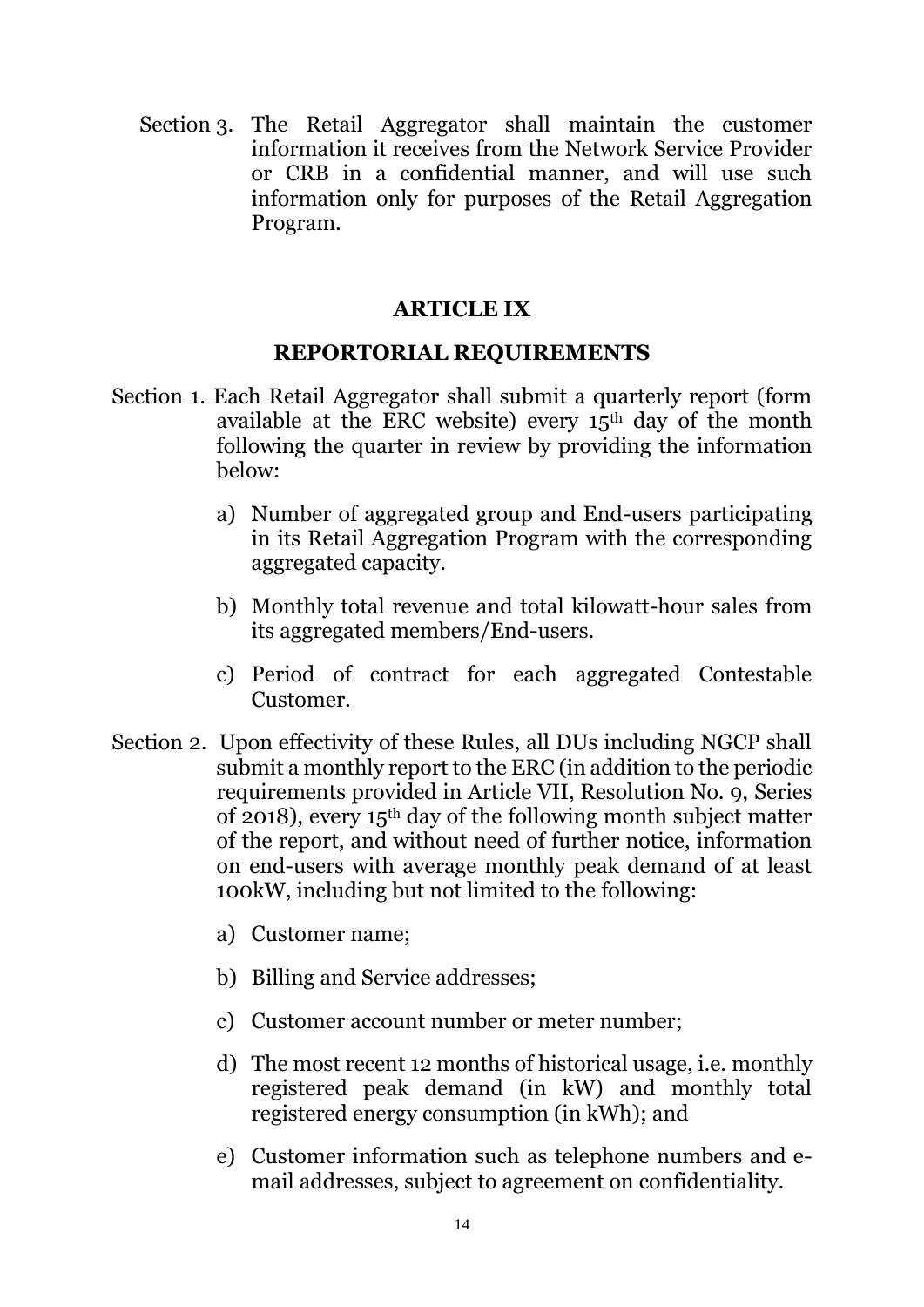Section 3. The Retail Aggregator shall maintain the customer information it receives from the Network Service Provider or CRB in a confidential manner, and will use such information only for purposes of the Retail Aggregation Program.

## ARTICLE IX

## REPORTORIAL REQUIREMENTS

Section 1. Each Retail Aggregator shall submit a quarterly report (form available at the ERC website) every 15th day of the month following the quarter in review by providing the information below:

a) Number of aggregated group and End-users participating in its Retail Aggregation Program with the corresponding aggregated capacity.

b) Monthly total revenue and total kilowatt-hour sales from its aggregated members/End-users.

c) Period of contract for each aggregated Contestable Customer.

Section 2. Upon effectivity of these Rules, all DUs including NGCP shall submit a monthly report to the ERC (in addition to the periodic requirements provided in Article VII, Resolution No. 9, Series of 2018), every 15th day of the following month subject matter of the report, and without need of further notice, information on end-users with average monthly peak demand of at least 100kW, including but not limited to the following:

a) Customer name;

b) Billing and Service addresses;

c) Customer account number or meter number;

d) The most recent 12 months of historical usage, i.e. monthly registered peak demand (in kW) and monthly total registered energy consumption (in kWh); and

e) Customer information such as telephone numbers and e-mail addresses, subject to agreement on confidentiality.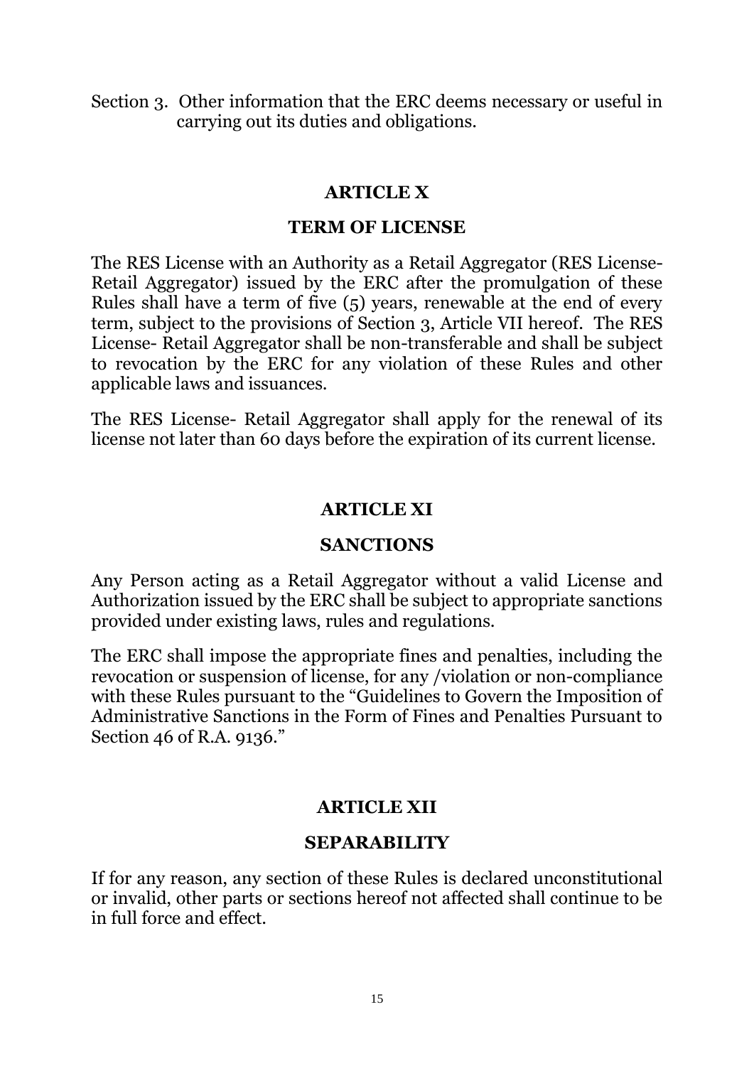Section 3. Other information that the ERC deems necessary or useful in carrying out its duties and obligations.

## ARTICLE X

## TERM OF LICENSE

The RES License with an Authority as a Retail Aggregator (RES License-Retail Aggregator) issued by the ERC after the promulgation of these Rules shall have a term of five (5) years, renewable at the end of every term, subject to the provisions of Section 3, Article VII hereof. The RES License- Retail Aggregator shall be non-transferable and shall be subject to revocation by the ERC for any violation of these Rules and other applicable laws and issuances.

The RES License- Retail Aggregator shall apply for the renewal of its license not later than 60 days before the expiration of its current license.

## ARTICLE XI

## SANCTIONS

Any Person acting as a Retail Aggregator without a valid License and Authorization issued by the ERC shall be subject to appropriate sanctions provided under existing laws, rules and regulations.

The ERC shall impose the appropriate fines and penalties, including the revocation or suspension of license, for any /violation or non-compliance with these Rules pursuant to the "Guidelines to Govern the Imposition of Administrative Sanctions in the Form of Fines and Penalties Pursuant to Section 46 of R.A. 9136."

## ARTICLE XII

## SEPARABILITY

If for any reason, any section of these Rules is declared unconstitutional or invalid, other parts or sections hereof not affected shall continue to be in full force and effect.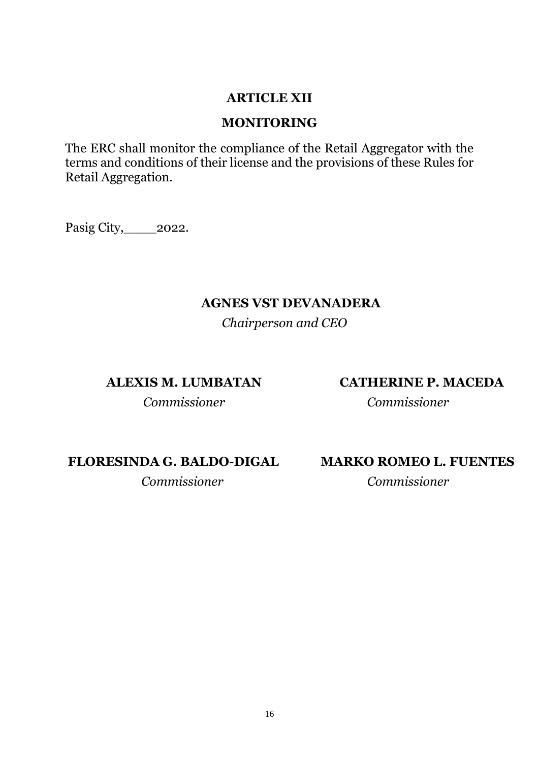## ARTICLE XII

## MONITORING

The ERC shall monitor the compliance of the Retail Aggregator with the terms and conditions of their license and the provisions of these Rules for Retail Aggregation.

Pasig City,\_\_\_\_2022.

**AGNES VST DEVANADERA**
*Chairperson and CEO*

**ALEXIS M. LUMBATAN**
*Commissioner*

**CATHERINE P. MACEDA**
*Commissioner*

**FLORESINDA G. BALDO-DIGAL**
*Commissioner*

**MARKO ROMEO L. FUENTES**
*Commissioner*